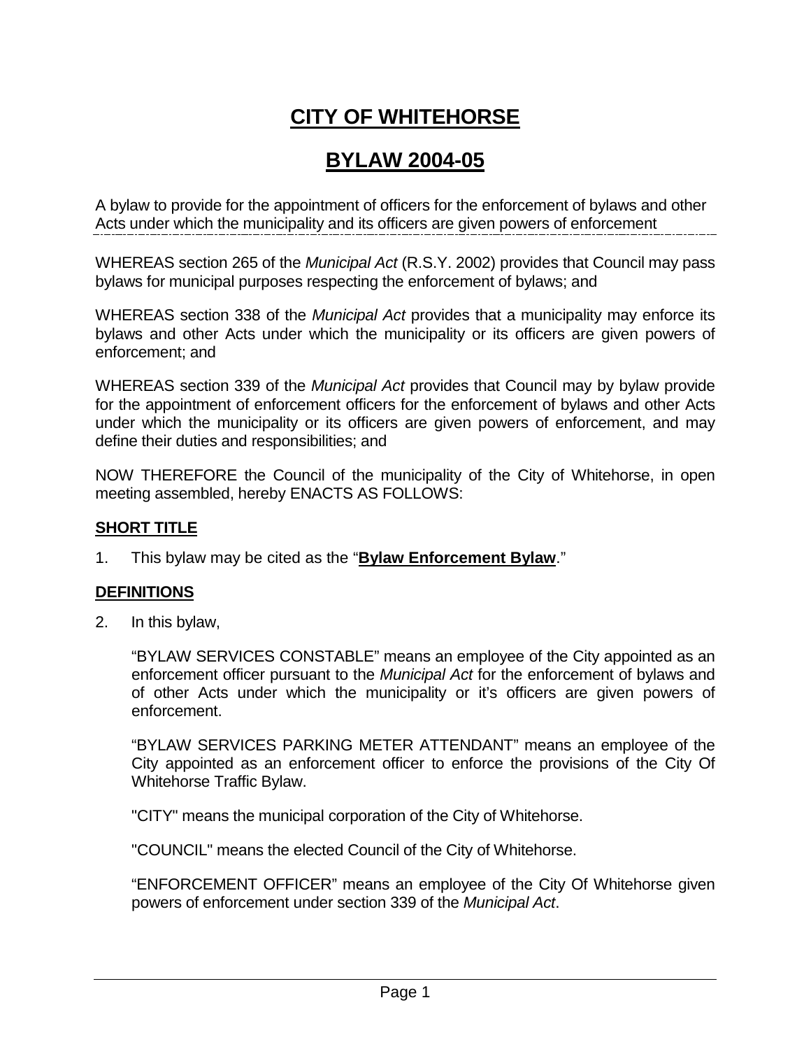# CITY OF WHITEHORSE

# BYLAW 2004-05

A bylaw to provide for the appointment of officers for the enforcement of bylaws and other Acts under which the municipality and its officers are given powers of enforcement

WHEREAS section 265 of the *Municipal Act* (R.S.Y. 2002) provides that Council may pass bylaws for municipal purposes respecting the enforcement of bylaws; and

WHEREAS section 338 of the *Municipal Act* provides that a municipality may enforce its bylaws and other Acts under which the municipality or its officers are given powers of enforcement; and

WHEREAS section 339 of the *Municipal Act* provides that Council may by bylaw provide for the appointment of enforcement officers for the enforcement of bylaws and other Acts under which the municipality or its officers are given powers of enforcement, and may define their duties and responsibilities; and

NOW THEREFORE the Council of the municipality of the City of Whitehorse, in open meeting assembled, hereby ENACTS AS FOLLOWS:

## SHORT TITLE

1. This bylaw may be cited as the "**Bylaw Enforcement Bylaw**."

## DEFINITIONS

2. In this bylaw,

   "BYLAW SERVICES CONSTABLE" means an employee of the City appointed as an enforcement officer pursuant to the *Municipal Act* for the enforcement of bylaws and of other Acts under which the municipality or it's officers are given powers of enforcement.

   "BYLAW SERVICES PARKING METER ATTENDANT" means an employee of the City appointed as an enforcement officer to enforce the provisions of the City Of Whitehorse Traffic Bylaw.

   "CITY" means the municipal corporation of the City of Whitehorse.

   "COUNCIL" means the elected Council of the City of Whitehorse.

   "ENFORCEMENT OFFICER" means an employee of the City Of Whitehorse given powers of enforcement under section 339 of the *Municipal Act*.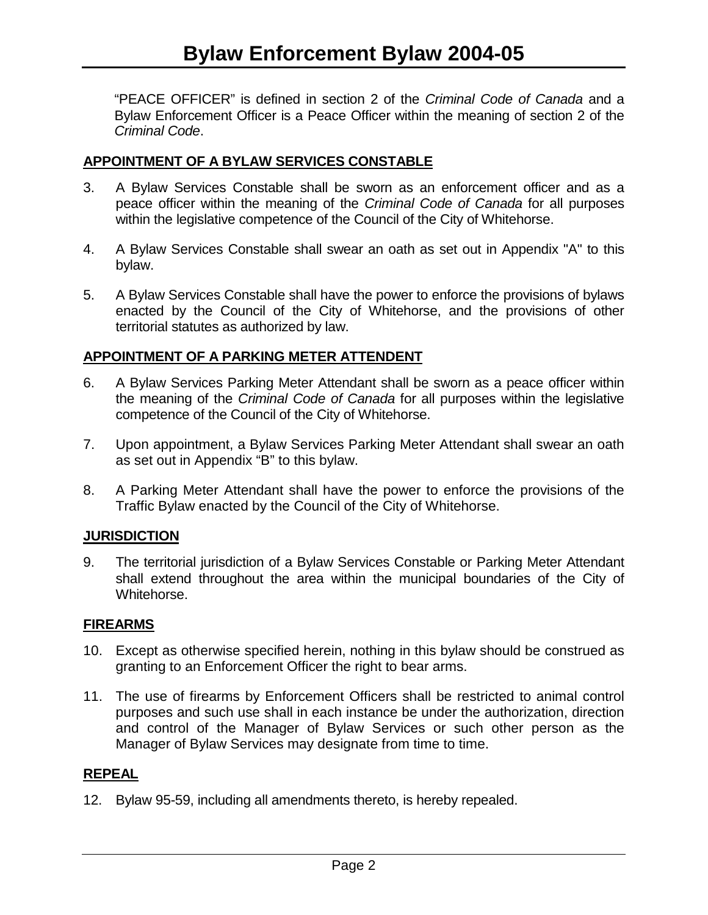"PEACE OFFICER" is defined in section 2 of the *Criminal Code of Canada* and a Bylaw Enforcement Officer is a Peace Officer within the meaning of section 2 of the *Criminal Code*.

## APPOINTMENT OF A BYLAW SERVICES CONSTABLE

3. A Bylaw Services Constable shall be sworn as an enforcement officer and as a peace officer within the meaning of the *Criminal Code of Canada* for all purposes within the legislative competence of the Council of the City of Whitehorse.

4. A Bylaw Services Constable shall swear an oath as set out in Appendix "A" to this bylaw.

5. A Bylaw Services Constable shall have the power to enforce the provisions of bylaws enacted by the Council of the City of Whitehorse, and the provisions of other territorial statutes as authorized by law.

## APPOINTMENT OF A PARKING METER ATTENDANT

6. A Bylaw Services Parking Meter Attendant shall be sworn as a peace officer within the meaning of the *Criminal Code of Canada* for all purposes within the legislative competence of the Council of the City of Whitehorse.

7. Upon appointment, a Bylaw Services Parking Meter Attendant shall swear an oath as set out in Appendix "B" to this bylaw.

8. A Parking Meter Attendant shall have the power to enforce the provisions of the Traffic Bylaw enacted by the Council of the City of Whitehorse.

## JURISDICTION

9. The territorial jurisdiction of a Bylaw Services Constable or Parking Meter Attendant shall extend throughout the area within the municipal boundaries of the City of Whitehorse.

## FIREARMS

10. Except as otherwise specified herein, nothing in this bylaw should be construed as granting to an Enforcement Officer the right to bear arms.

11. The use of firearms by Enforcement Officers shall be restricted to animal control purposes and such use shall in each instance be under the authorization, direction and control of the Manager of Bylaw Services or such other person as the Manager of Bylaw Services may designate from time to time.

## REPEAL

12. Bylaw 95-59, including all amendments thereto, is hereby repealed.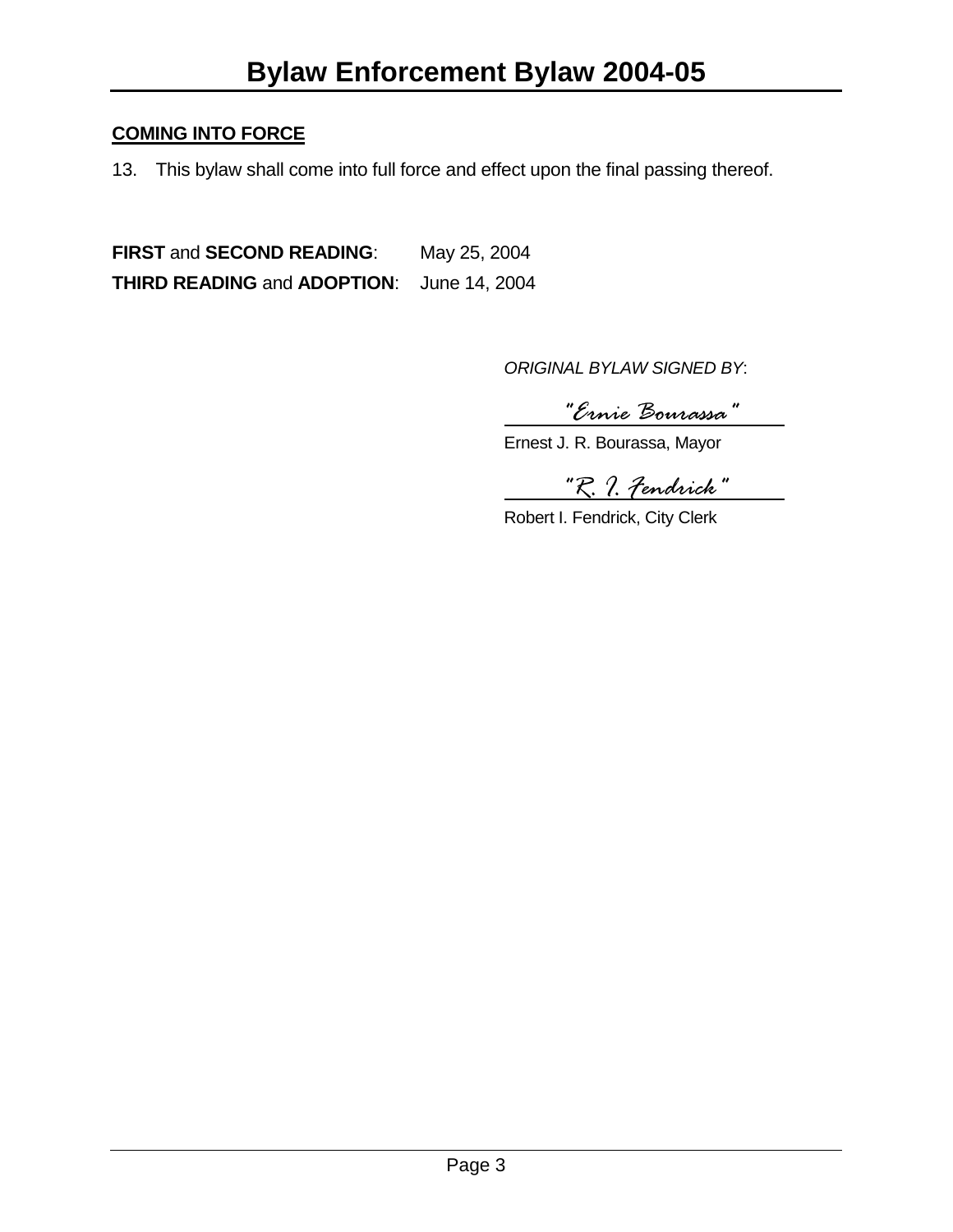**COMING INTO FORCE**

13. This bylaw shall come into full force and effect upon the final passing thereof.

**FIRST** and **SECOND READING**: May 25, 2004

**THIRD READING** and **ADOPTION**: June 14, 2004

*ORIGINAL BYLAW SIGNED BY*:

"Ernie Bourassa"

Ernest J. R. Bourassa, Mayor

"R. I. Fendrick"

Robert I. Fendrick, City Clerk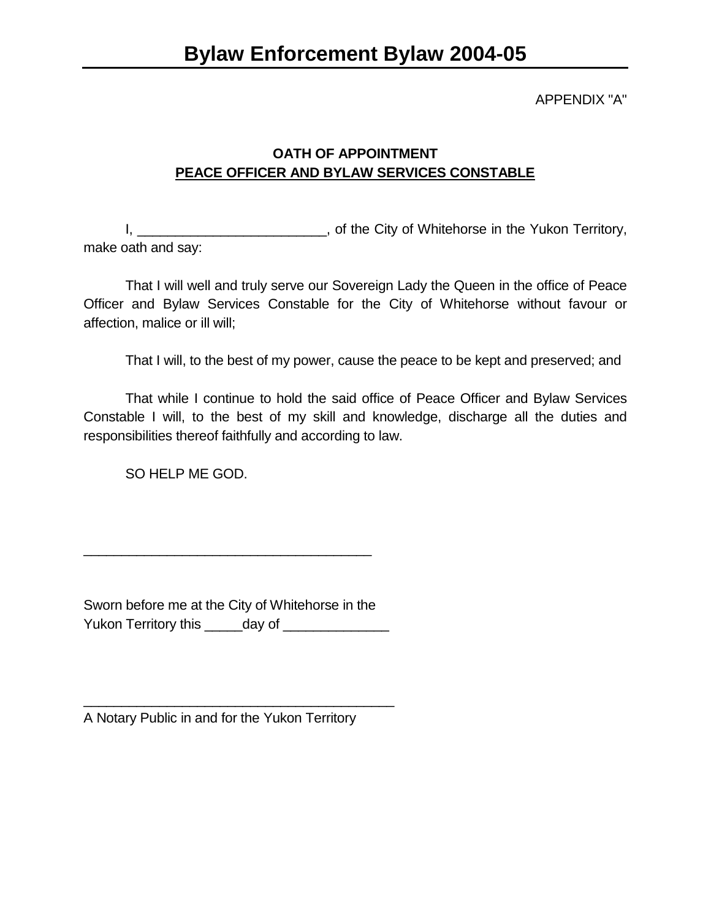APPENDIX "A"

**OATH OF APPOINTMENT**
**PEACE OFFICER AND BYLAW SERVICES CONSTABLE**

I, _________________________, of the City of Whitehorse in the Yukon Territory, make oath and say:

That I will well and truly serve our Sovereign Lady the Queen in the office of Peace Officer and Bylaw Services Constable for the City of Whitehorse without favour or affection, malice or ill will;

That I will, to the best of my power, cause the peace to be kept and preserved; and

That while I continue to hold the said office of Peace Officer and Bylaw Services Constable I will, to the best of my skill and knowledge, discharge all the duties and responsibilities thereof faithfully and according to law.

SO HELP ME GOD.

______________________________________

Sworn before me at the City of Whitehorse in the
Yukon Territory this _____day of ______________

_________________________________________
A Notary Public in and for the Yukon Territory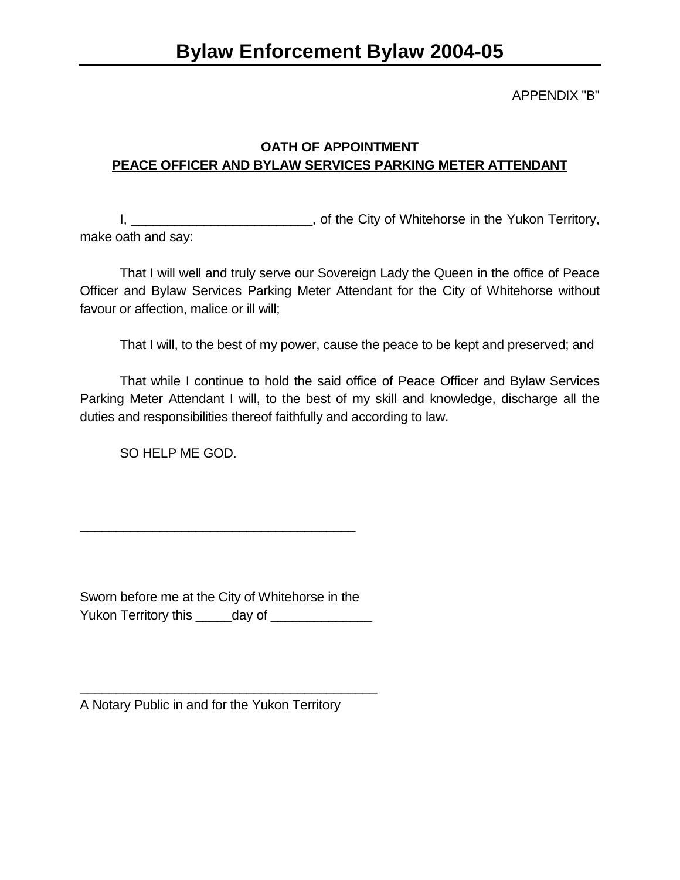APPENDIX "B"

**OATH OF APPOINTMENT**
**PEACE OFFICER AND BYLAW SERVICES PARKING METER ATTENDANT**

I, _________________________, of the City of Whitehorse in the Yukon Territory, make oath and say:

That I will well and truly serve our Sovereign Lady the Queen in the office of Peace Officer and Bylaw Services Parking Meter Attendant for the City of Whitehorse without favour or affection, malice or ill will;

That I will, to the best of my power, cause the peace to be kept and preserved; and

That while I continue to hold the said office of Peace Officer and Bylaw Services Parking Meter Attendant I will, to the best of my skill and knowledge, discharge all the duties and responsibilities thereof faithfully and according to law.

SO HELP ME GOD.

_______________________________________

Sworn before me at the City of Whitehorse in the Yukon Territory this _____day of ______________

__________________________________________
A Notary Public in and for the Yukon Territory